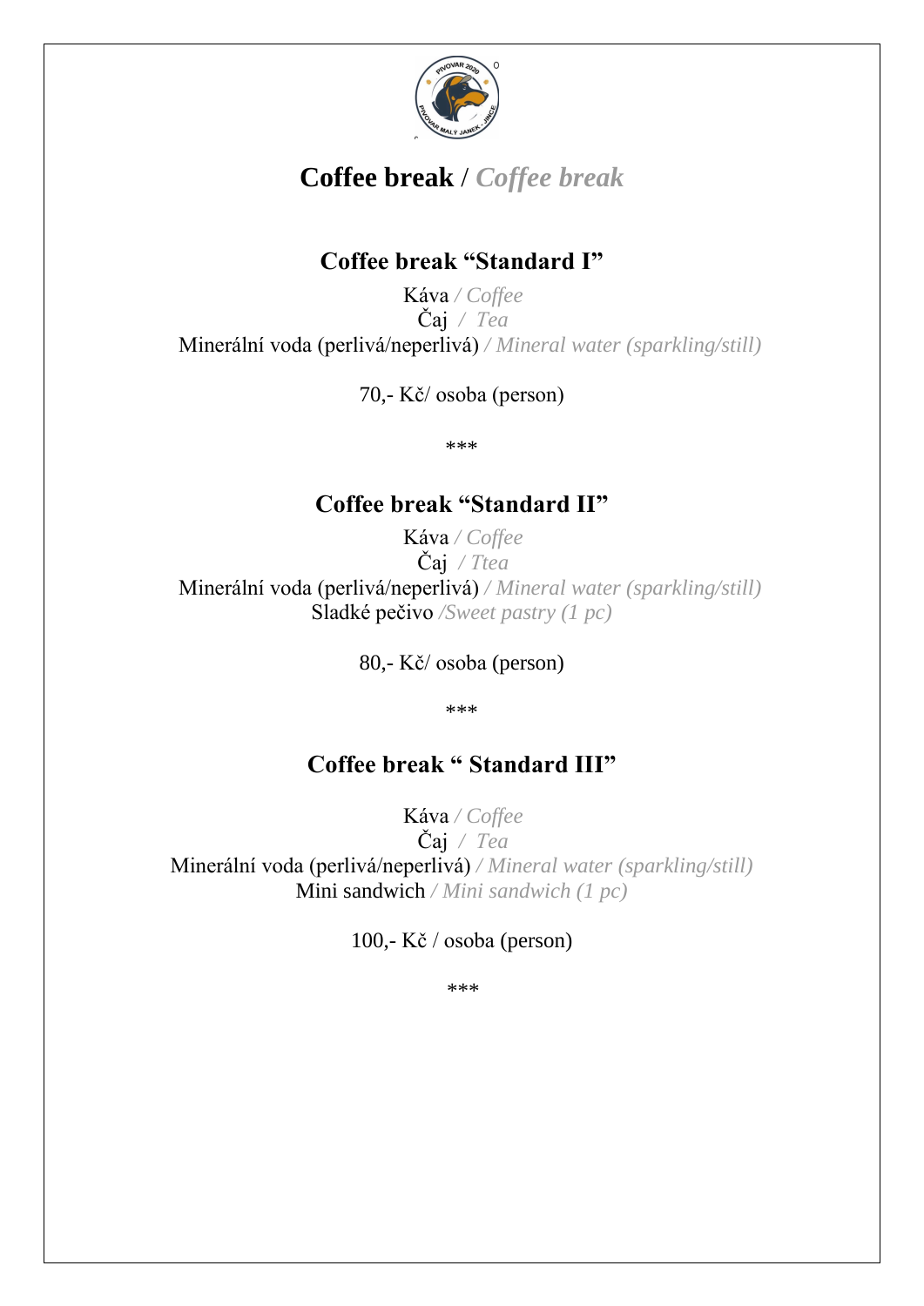# Coffee break / *Coffee break*

## Coffee break "Standard I"

Káva */ Coffee*
Čaj */ Tea*
Minerální voda (perlivá/neperlivá) */ Mineral water (sparkling/still)*

70,- Kč/ osoba (person)

***

## Coffee break "Standard II"

Káva */ Coffee*
Čaj */ Ttea*
Minerální voda (perlivá/neperlivá) */ Mineral water (sparkling/still)*
Sladké pečivo */Sweet pastry (1 pc)*

80,- Kč/ osoba (person)

***

## Coffee break " Standard III"

Káva */ Coffee*
Čaj */ Tea*
Minerální voda (perlivá/neperlivá) */ Mineral water (sparkling/still)*
Mini sandwich */ Mini sandwich (1 pc)*

100,- Kč / osoba (person)

***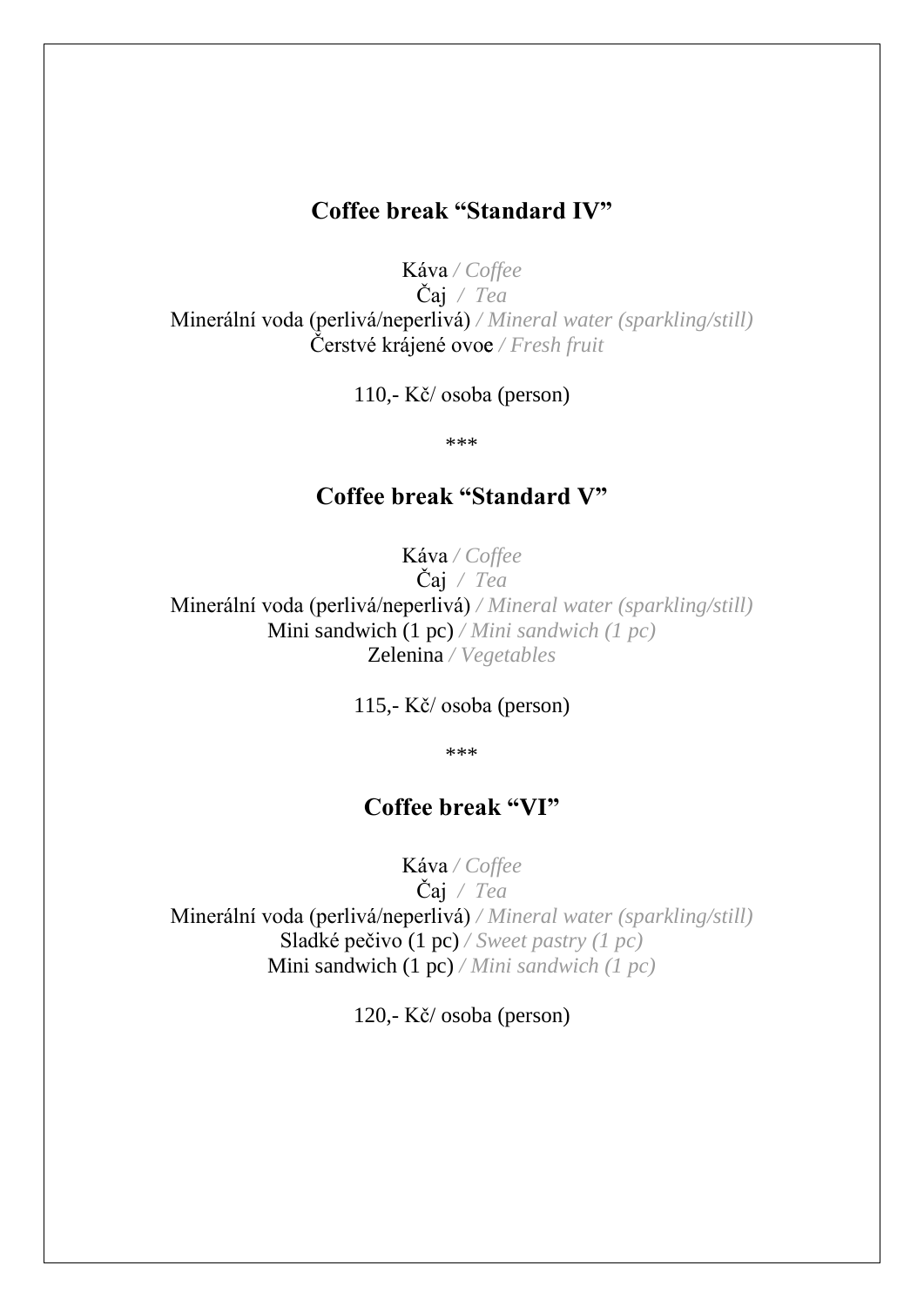## Coffee break “Standard IV”

Káva */ Coffee*
Čaj */ Tea*
Minerální voda (perlivá/neperlivá) */ Mineral water (sparkling/still)*
Čerstvé krájené ovoe */ Fresh fruit*

110,- Kč/ osoba (person)

***

## Coffee break “Standard V”

Káva */ Coffee*
Čaj */ Tea*
Minerální voda (perlivá/neperlivá) */ Mineral water (sparkling/still)*
Mini sandwich (1 pc) */ Mini sandwich (1 pc)*
Zelenina */ Vegetables*

115,- Kč/ osoba (person)

***

## Coffee break “VI”

Káva */ Coffee*
Čaj */ Tea*
Minerální voda (perlivá/neperlivá) */ Mineral water (sparkling/still)*
Sladké pečivo (1 pc) */ Sweet pastry (1 pc)*
Mini sandwich (1 pc) */ Mini sandwich (1 pc)*

120,- Kč/ osoba (person)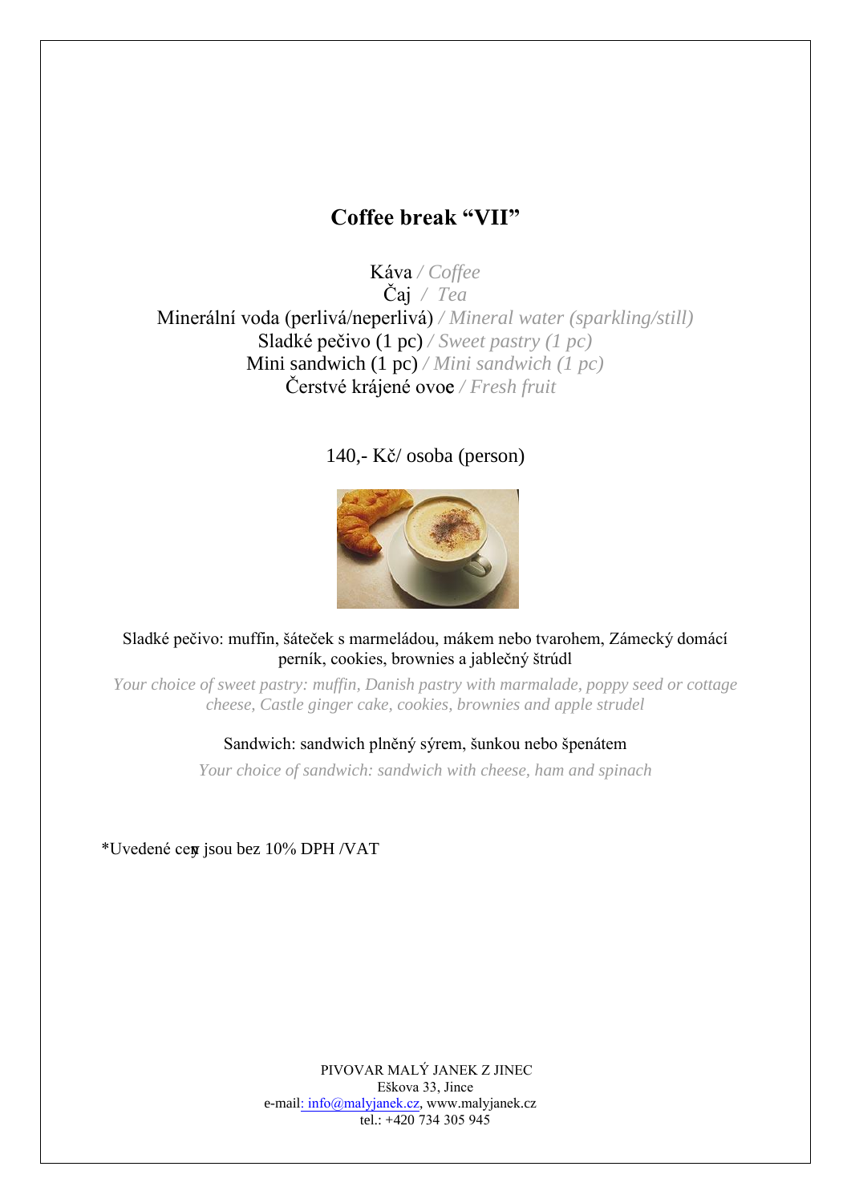## Coffee break "VII"

Káva */ Coffee*
Čaj */ Tea*
Minerální voda (perlivá/neperlivá) */ Mineral water (sparkling/still)*
Sladké pečivo (1 pc) */ Sweet pastry (1 pc)*
Mini sandwich (1 pc) */ Mini sandwich (1 pc)*
Čerstvé krájené ovoe */ Fresh fruit*

140,- Kč/ osoba (person)

Sladké pečivo: muffin, šáteček s marmeládou, mákem nebo tvarohem, Zámecký domácí perník, cookies, brownies a jablečný štrúdl

*Your choice of sweet pastry: muffin, Danish pastry with marmalade, poppy seed or cottage cheese, Castle ginger cake, cookies, brownies and apple strudel*

Sandwich: sandwich plněný sýrem, šunkou nebo špenátem

*Your choice of sandwich: sandwich with cheese, ham and spinach*

*Uvedené ceny jsou bez 10% DPH /VAT

PIVOVAR MALÝ JANEK Z JINEC
Eškova 33, Jince
e-mail: info@malyjanek.cz, www.malyjanek.cz
tel.: +420 734 305 945